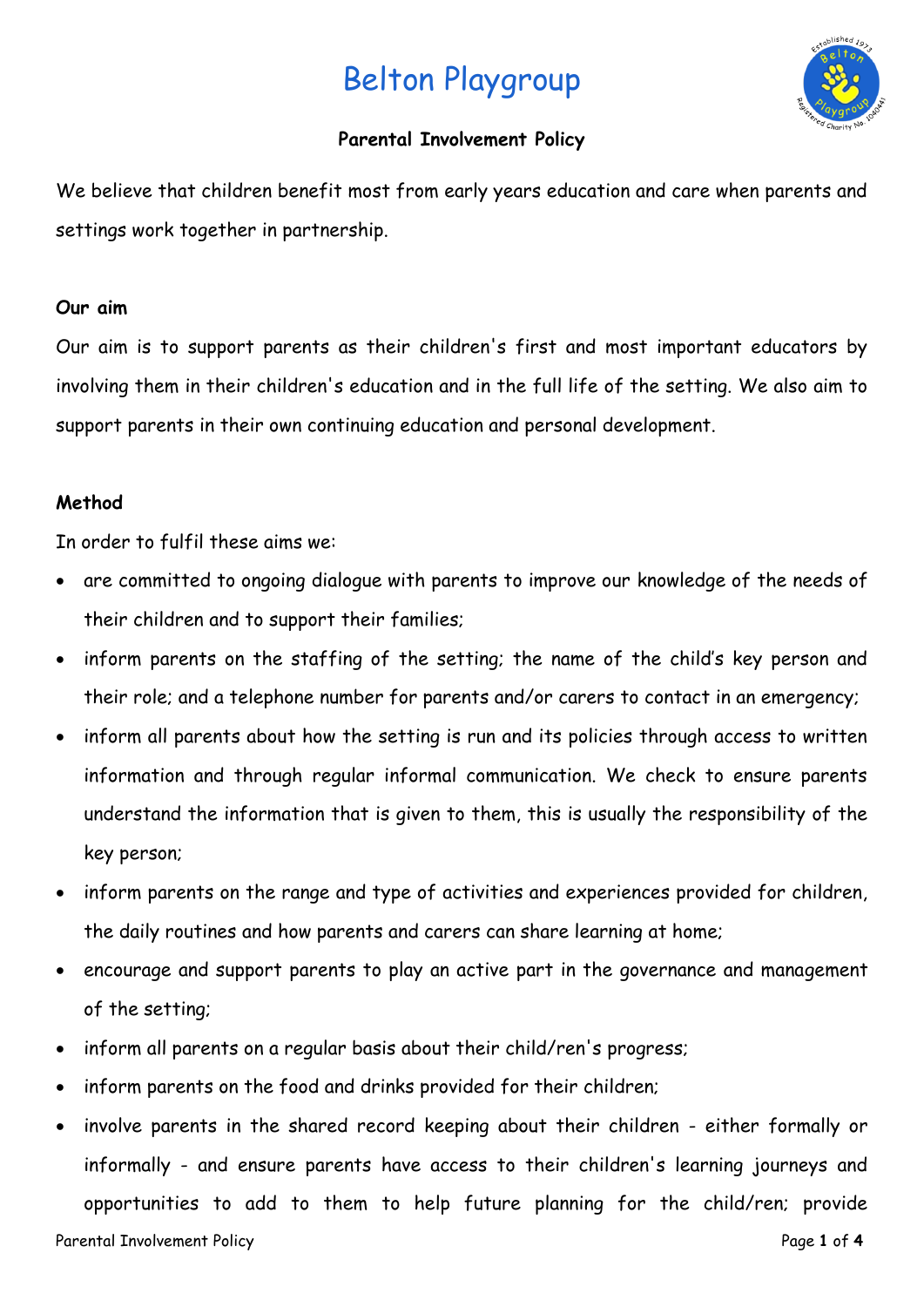# Belton Playgroup

**Parental Involvement Policy**

We believe that children benefit most from early years education and care when parents and settings work together in partnership.

**Our aim**

Our aim is to support parents as their children's first and most important educators by involving them in their children's education and in the full life of the setting. We also aim to support parents in their own continuing education and personal development.

**Method**

In order to fulfil these aims we:

- are committed to ongoing dialogue with parents to improve our knowledge of the needs of their children and to support their families;
- inform parents on the staffing of the setting; the name of the child's key person and their role; and a telephone number for parents and/or carers to contact in an emergency;
- inform all parents about how the setting is run and its policies through access to written information and through regular informal communication. We check to ensure parents understand the information that is given to them, this is usually the responsibility of the key person;
- inform parents on the range and type of activities and experiences provided for children, the daily routines and how parents and carers can share learning at home;
- encourage and support parents to play an active part in the governance and management of the setting;
- inform all parents on a regular basis about their child/ren's progress;
- inform parents on the food and drinks provided for their children;
- involve parents in the shared record keeping about their children - either formally or informally - and ensure parents have access to their children's learning journeys and opportunities to add to them to help future planning for the child/ren; provide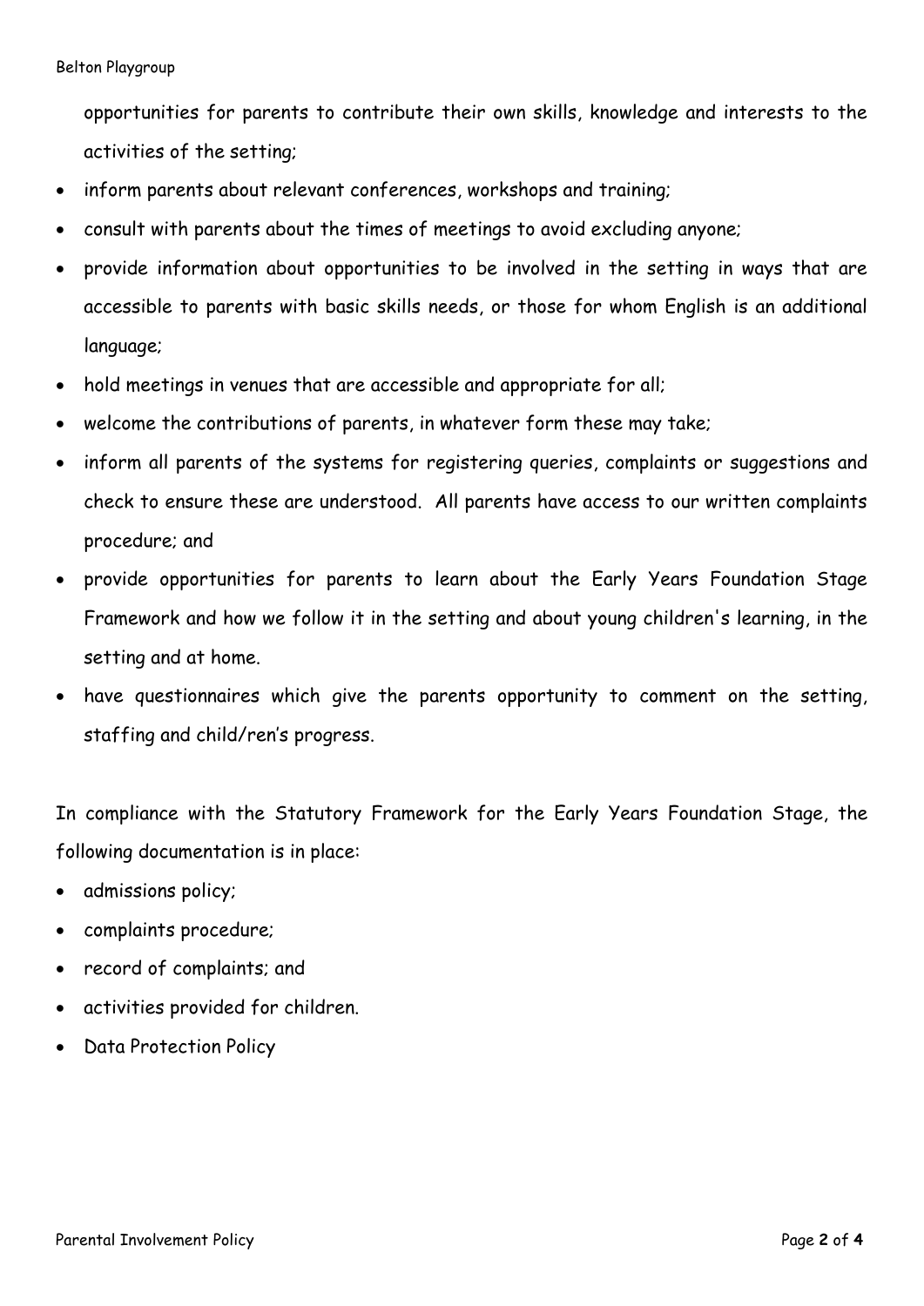opportunities for parents to contribute their own skills, knowledge and interests to the activities of the setting;

- inform parents about relevant conferences, workshops and training;
- consult with parents about the times of meetings to avoid excluding anyone;
- provide information about opportunities to be involved in the setting in ways that are accessible to parents with basic skills needs, or those for whom English is an additional language;
- hold meetings in venues that are accessible and appropriate for all;
- welcome the contributions of parents, in whatever form these may take;
- inform all parents of the systems for registering queries, complaints or suggestions and check to ensure these are understood. All parents have access to our written complaints procedure; and
- provide opportunities for parents to learn about the Early Years Foundation Stage Framework and how we follow it in the setting and about young children's learning, in the setting and at home.
- have questionnaires which give the parents opportunity to comment on the setting, staffing and child/ren's progress.

In compliance with the Statutory Framework for the Early Years Foundation Stage, the following documentation is in place:

- admissions policy;
- complaints procedure;
- record of complaints; and
- activities provided for children.
- Data Protection Policy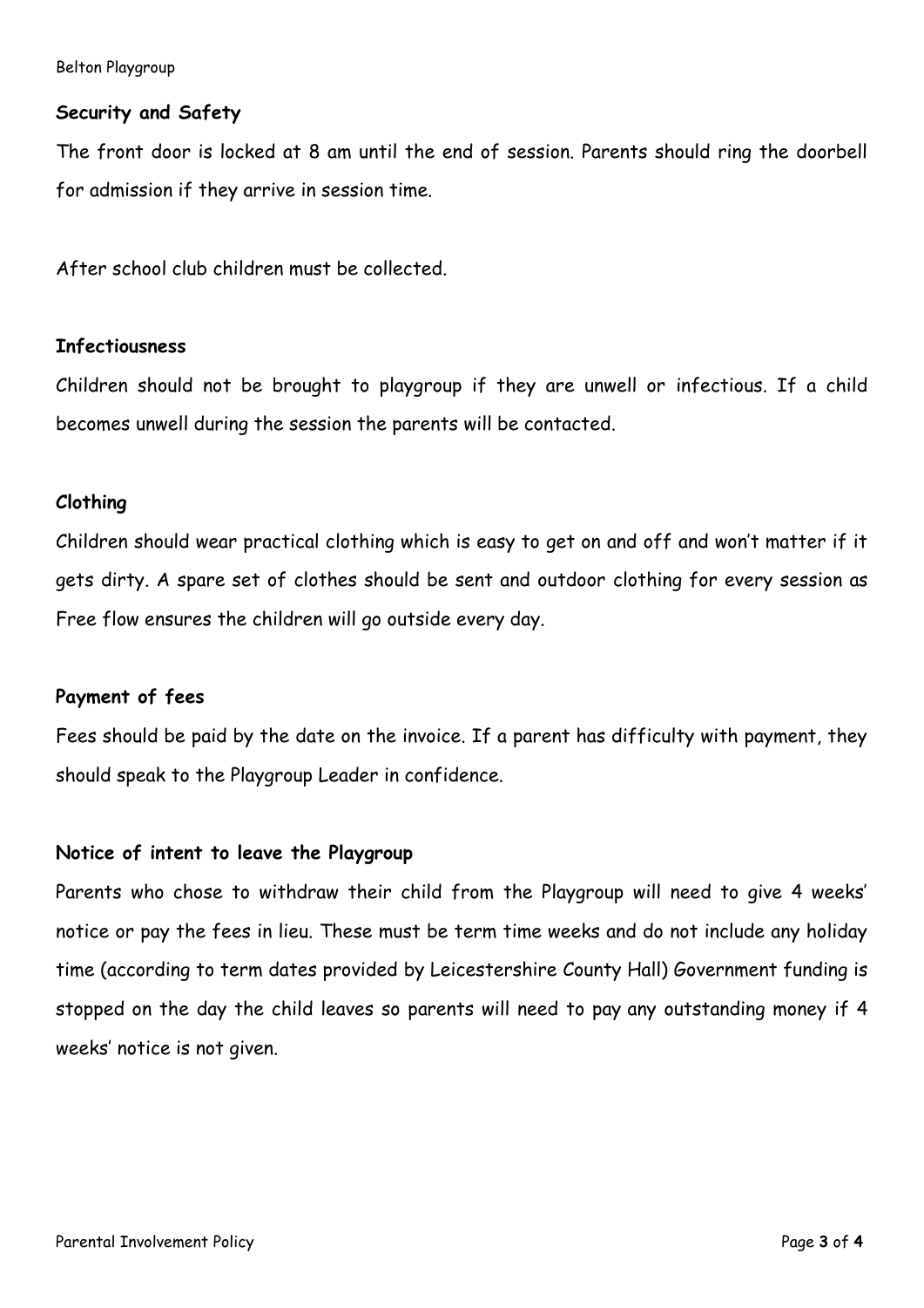**Security and Safety**

The front door is locked at 8 am until the end of session. Parents should ring the doorbell for admission if they arrive in session time.

After school club children must be collected.

**Infectiousness**

Children should not be brought to playgroup if they are unwell or infectious. If a child becomes unwell during the session the parents will be contacted.

**Clothing**

Children should wear practical clothing which is easy to get on and off and won't matter if it gets dirty. A spare set of clothes should be sent and outdoor clothing for every session as Free flow ensures the children will go outside every day.

**Payment of fees**

Fees should be paid by the date on the invoice. If a parent has difficulty with payment, they should speak to the Playgroup Leader in confidence.

**Notice of intent to leave the Playgroup**

Parents who chose to withdraw their child from the Playgroup will need to give 4 weeks' notice or pay the fees in lieu. These must be term time weeks and do not include any holiday time (according to term dates provided by Leicestershire County Hall) Government funding is stopped on the day the child leaves so parents will need to pay any outstanding money if 4 weeks' notice is not given.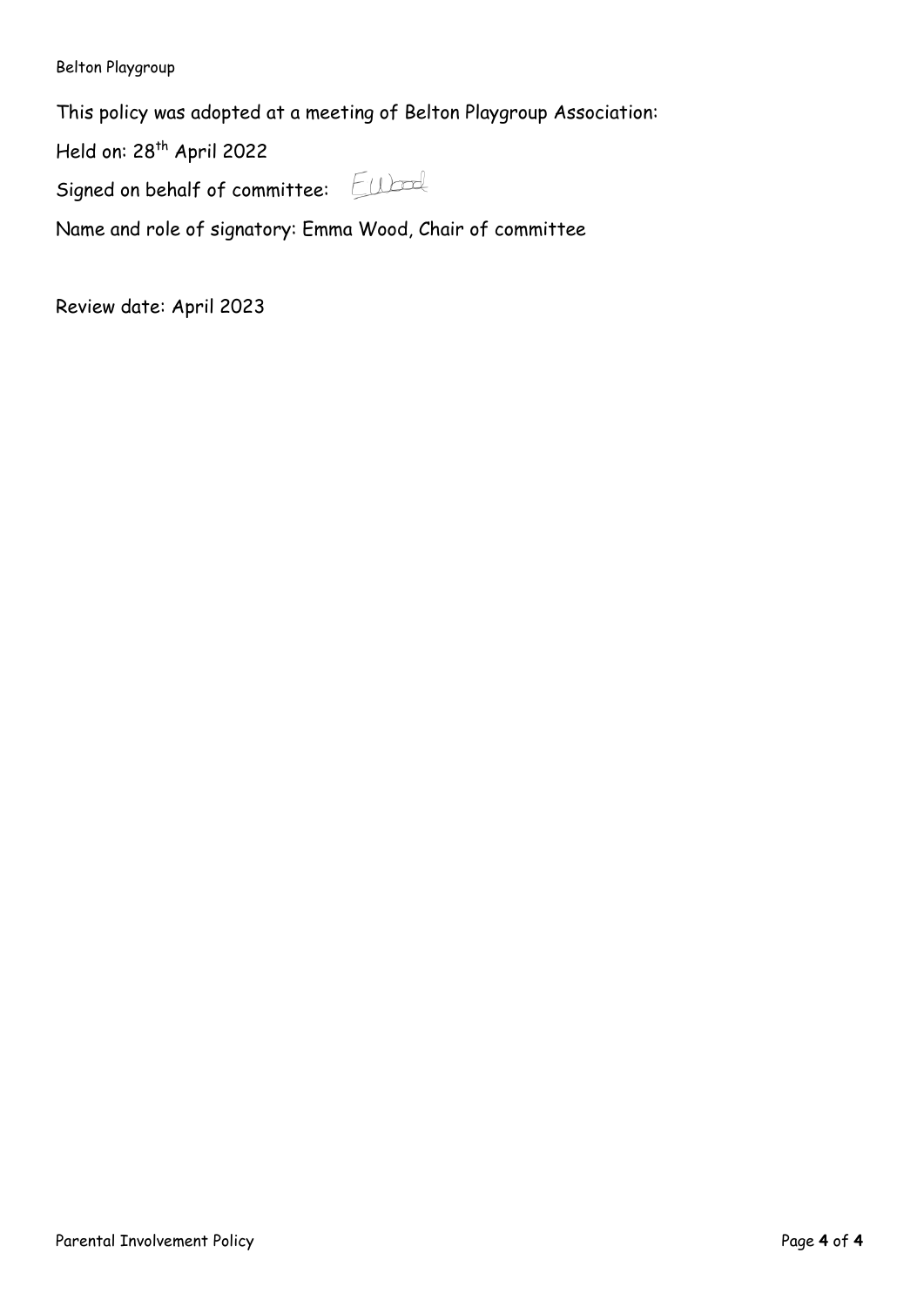This policy was adopted at a meeting of Belton Playgroup Association:

Held on: 28th April 2022

Signed on behalf of committee: EWood

Name and role of signatory: Emma Wood, Chair of committee

Review date: April 2023